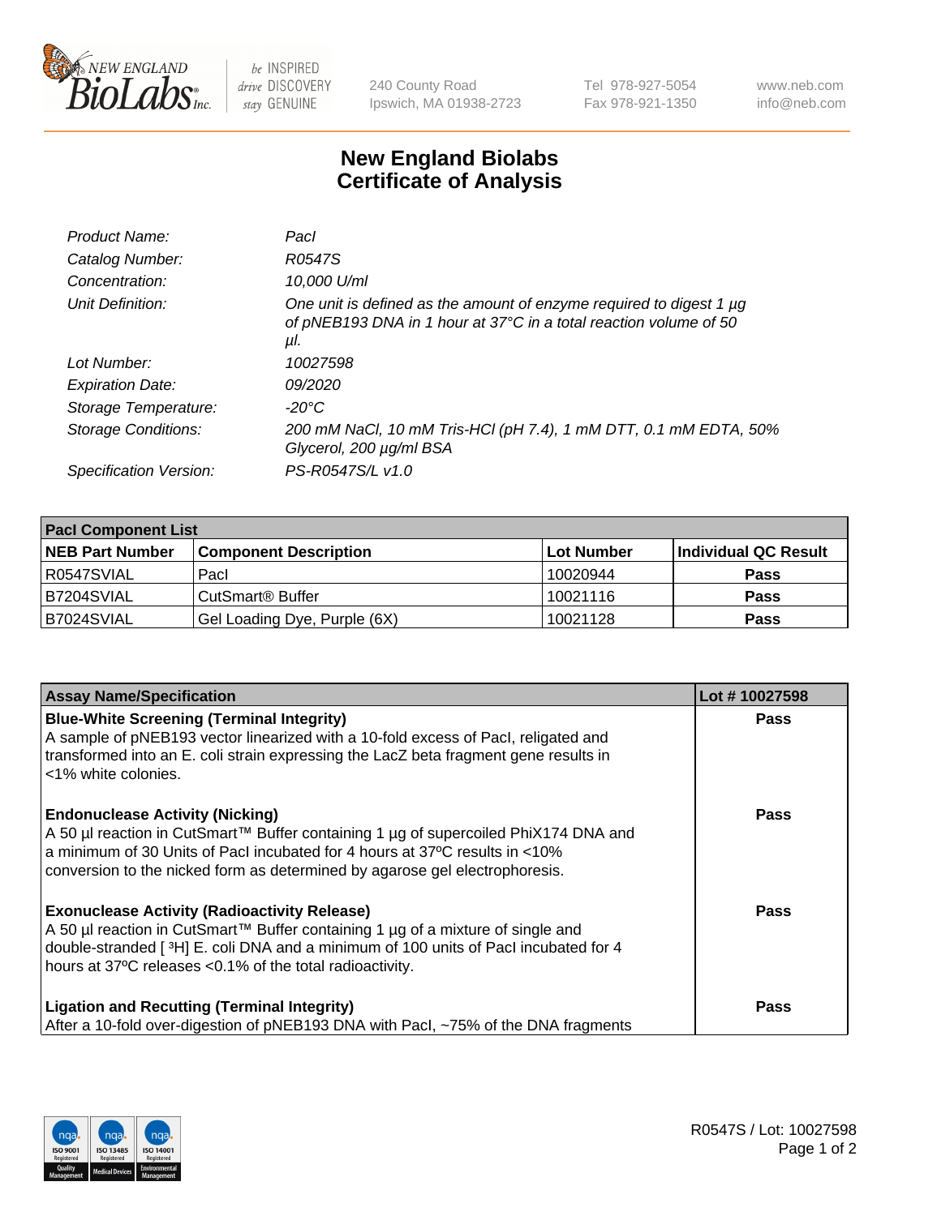New England Biolabs, be INSPIRED drive DISCOVERY stay GENUINE

240 County Road
Ipswich, MA 01938-2723

Tel 978-927-5054
Fax 978-921-1350

www.neb.com
info@neb.com

# New England Biolabs Certificate of Analysis

| | |
|---|---|
| *Product Name:* | *PacI* |
| *Catalog Number:* | *R0547S* |
| *Concentration:* | *10,000 U/ml* |
| *Unit Definition:* | *One unit is defined as the amount of enzyme required to digest 1 µg of pNEB193 DNA in 1 hour at 37°C in a total reaction volume of 50 µl.* |
| *Lot Number:* | *10027598* |
| *Expiration Date:* | *09/2020* |
| *Storage Temperature:* | *-20°C* |
| *Storage Conditions:* | *200 mM NaCl, 10 mM Tris-HCl (pH 7.4), 1 mM DTT, 0.1 mM EDTA, 50% Glycerol, 200 µg/ml BSA* |
| *Specification Version:* | *PS-R0547S/L v1.0* |

| PacI Component List | | | |
|---|---|---|---|
| **NEB Part Number** | **Component Description** | **Lot Number** | **Individual QC Result** |
| R0547SVIAL | PacI | 10020944 | Pass |
| B7204SVIAL | CutSmart® Buffer | 10021116 | Pass |
| B7024SVIAL | Gel Loading Dye, Purple (6X) | 10021128 | Pass |

| Assay Name/Specification | Lot # 10027598 |
|---|---|
| **Blue-White Screening (Terminal Integrity)** A sample of pNEB193 vector linearized with a 10-fold excess of PacI, religated and transformed into an E. coli strain expressing the LacZ beta fragment gene results in <1% white colonies. | Pass |
| **Endonuclease Activity (Nicking)** A 50 µl reaction in CutSmart™ Buffer containing 1 µg of supercoiled PhiX174 DNA and a minimum of 30 Units of PacI incubated for 4 hours at 37ºC results in <10% conversion to the nicked form as determined by agarose gel electrophoresis. | Pass |
| **Exonuclease Activity (Radioactivity Release)** A 50 µl reaction in CutSmart™ Buffer containing 1 µg of a mixture of single and double-stranded [ ³H] E. coli DNA and a minimum of 100 units of PacI incubated for 4 hours at 37ºC releases <0.1% of the total radioactivity. | Pass |
| **Ligation and Recutting (Terminal Integrity)** After a 10-fold over-digestion of pNEB193 DNA with PacI, ~75% of the DNA fragments | Pass |

R0547S / Lot: 10027598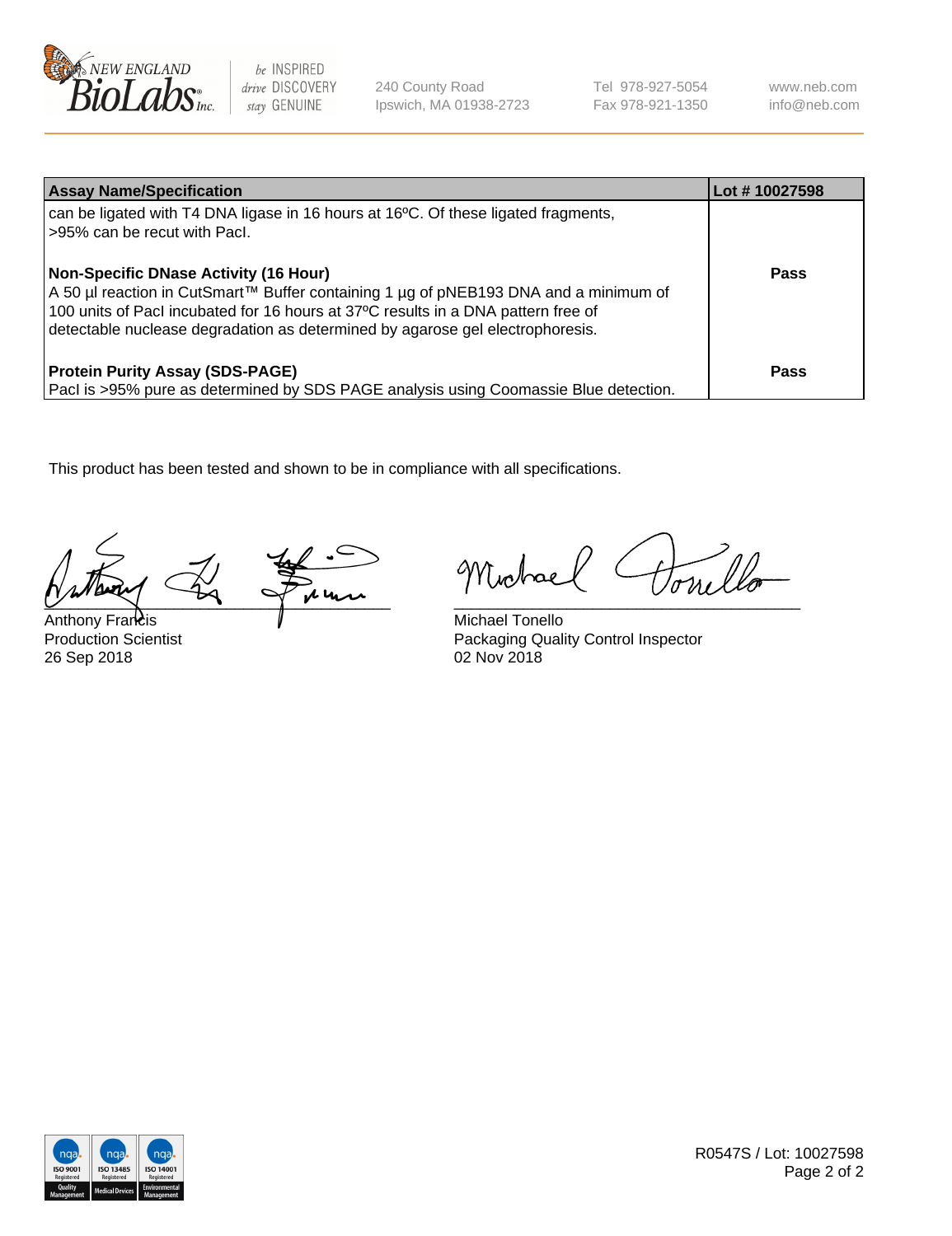| Assay Name/Specification | Lot # 10027598 |
| --- | --- |
| can be ligated with T4 DNA ligase in 16 hours at 16ºC. Of these ligated fragments, >95% can be recut with PacI. | |
| **Non-Specific DNase Activity (16 Hour)**<br>A 50 µl reaction in CutSmart™ Buffer containing 1 µg of pNEB193 DNA and a minimum of 100 units of PacI incubated for 16 hours at 37ºC results in a DNA pattern free of detectable nuclease degradation as determined by agarose gel electrophoresis. | **Pass** |
| **Protein Purity Assay (SDS-PAGE)**<br>PacI is >95% pure as determined by SDS PAGE analysis using Coomassie Blue detection. | **Pass** |

This product has been tested and shown to be in compliance with all specifications.

Anthony Francis
Production Scientist
26 Sep 2018

Michael Tonello
Packaging Quality Control Inspector
02 Nov 2018

R0547S / Lot: 10027598